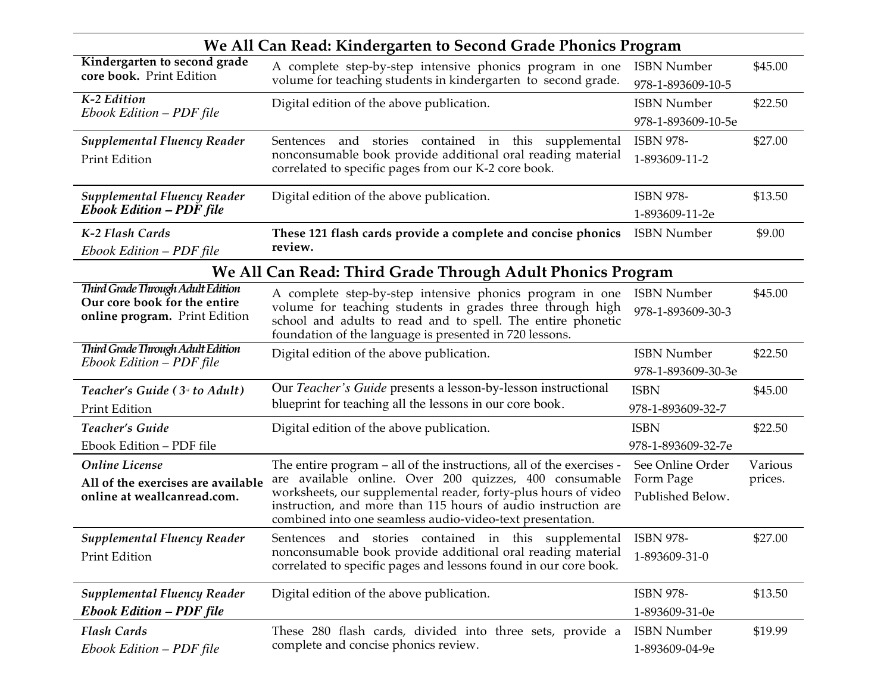## We All Can Read: Kindergarten to Second Grade Phonics Program

| | | | |
|---|---|---|---|
| **Kindergarten to second grade core book.** Print Edition | A complete step-by-step intensive phonics program in one volume for teaching students in kindergarten to second grade. | ISBN Number 978-1-893609-10-5 | $45.00 |
| ***K-2 Edition*** *Ebook Edition – PDF file* | Digital edition of the above publication. | ISBN Number 978-1-893609-10-5e | $22.50 |
| ***Supplemental Fluency Reader*** Print Edition | Sentences and stories contained in this supplemental nonconsumable book provide additional oral reading material correlated to specific pages from our K-2 core book. | ISBN 978-1-893609-11-2 | $27.00 |
| ***Supplemental Fluency Reader*** ***Ebook Edition – PDF file*** | Digital edition of the above publication. | ISBN 978-1-893609-11-2e | $13.50 |
| ***K-2 Flash Cards*** *Ebook Edition – PDF file* | **These 121 flash cards provide a complete and concise phonics review.** | ISBN Number | $9.00 |

## We All Can Read: Third Grade Through Adult Phonics Program

| | | | |
|---|---|---|---|
| ***Third Grade Through Adult Edition*** **Our core book for the entire online program.** Print Edition | A complete step-by-step intensive phonics program in one volume for teaching students in grades three through high school and adults to read and to spell. The entire phonetic foundation of the language is presented in 720 lessons. | ISBN Number 978-1-893609-30-3 | $45.00 |
| ***Third Grade Through Adult Edition*** *Ebook Edition – PDF file* | Digital edition of the above publication. | ISBN Number 978-1-893609-30-3e | $22.50 |
| ***Teacher's Guide (3rd to Adult)*** Print Edition | Our *Teacher's Guide* presents a lesson-by-lesson instructional blueprint for teaching all the lessons in our core book. | ISBN 978-1-893609-32-7 | $45.00 |
| ***Teacher's Guide*** Ebook Edition – PDF file | Digital edition of the above publication. | ISBN 978-1-893609-32-7e | $22.50 |
| ***Online License*** **All of the exercises are available online at weallcanread.com.** | The entire program – all of the instructions, all of the exercises - are available online. Over 200 quizzes, 400 consumable worksheets, our supplemental reader, forty-plus hours of video instruction, and more than 115 hours of audio instruction are combined into one seamless audio-video-text presentation. | See Online Order Form Page Published Below. | Various prices. |
| ***Supplemental Fluency Reader*** Print Edition | Sentences and stories contained in this supplemental nonconsumable book provide additional oral reading material correlated to specific pages and lessons found in our core book. | ISBN 978-1-893609-31-0 | $27.00 |
| ***Supplemental Fluency Reader*** ***Ebook Edition – PDF file*** | Digital edition of the above publication. | ISBN 978-1-893609-31-0e | $13.50 |
| ***Flash Cards*** *Ebook Edition – PDF file* | These 280 flash cards, divided into three sets, provide a complete and concise phonics review. | ISBN Number 1-893609-04-9e | $19.99 |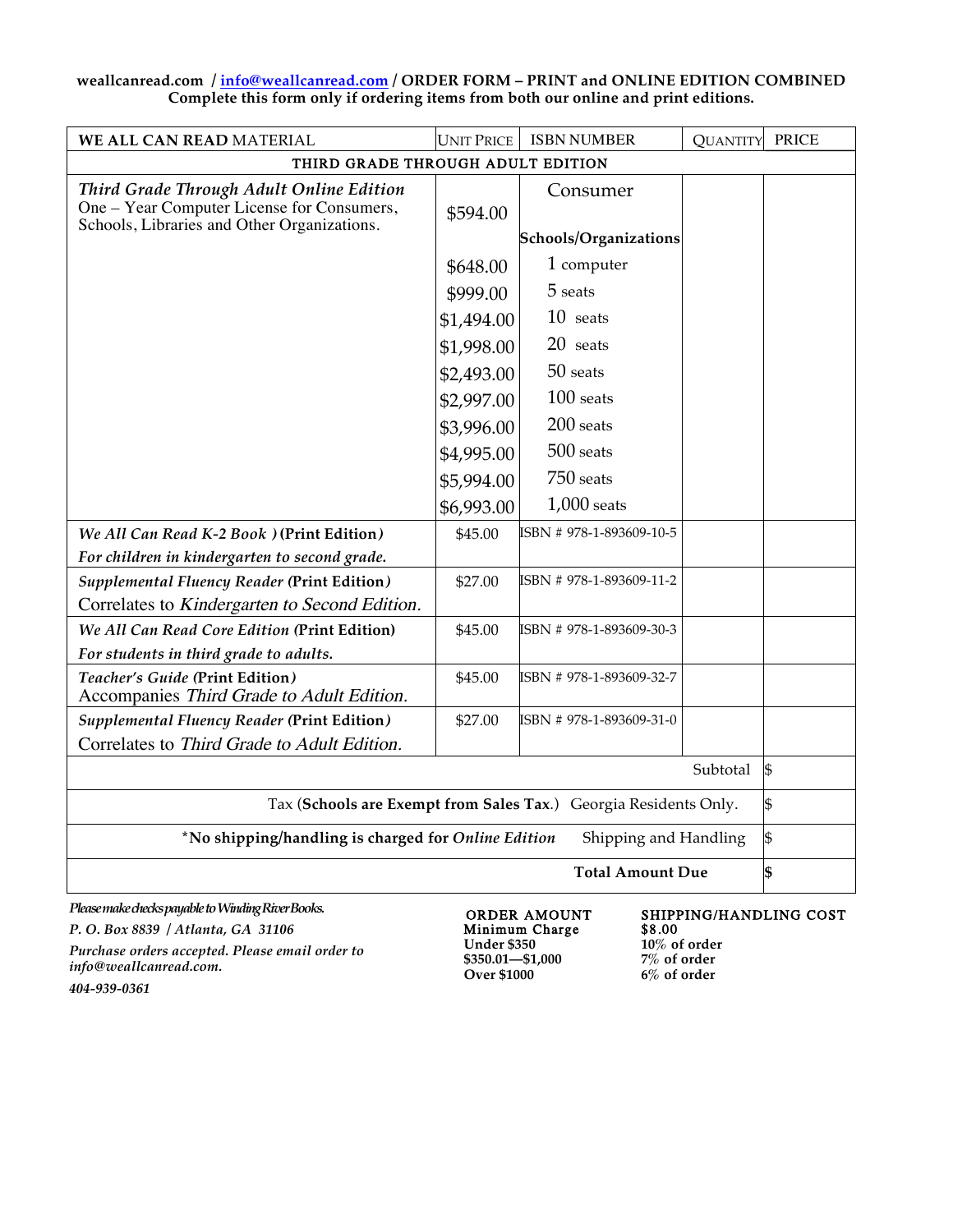**weallcanread.com / info@weallcanread.com / ORDER FORM – PRINT and ONLINE EDITION COMBINED**
**Complete this form only if ordering items from both our online and print editions.**

| WE ALL CAN READ MATERIAL | UNIT PRICE | ISBN NUMBER | QUANTITY | PRICE |
|---|---|---|---|---|
| **THIRD GRADE THROUGH ADULT EDITION** | | | | |
| ***Third Grade Through Adult Online Edition*** One – Year Computer License for Consumers, Schools, Libraries and Other Organizations. | $594.00 | Consumer | | |
| | | **Schools/Organizations** | | |
| | $648.00 | 1 computer | | |
| | $999.00 | 5 seats | | |
| | $1,494.00 | 10 seats | | |
| | $1,998.00 | 20 seats | | |
| | $2,493.00 | 50 seats | | |
| | $2,997.00 | 100 seats | | |
| | $3,996.00 | 200 seats | | |
| | $4,995.00 | 500 seats | | |
| | $5,994.00 | 750 seats | | |
| | $6,993.00 | 1,000 seats | | |
| ***We All Can Read K-2 Book )* (Print Edition*)*** *For children in kindergarten to second grade.* | $45.00 | ISBN # 978-1-893609-10-5 | | |
| ***Supplemental Fluency Reader* (Print Edition*)*** Correlates to *Kindergarten to Second Edition.* | $27.00 | ISBN # 978-1-893609-11-2 | | |
| ***We All Can Read Core Edition* (Print Edition)** *For students in third grade to adults.* | $45.00 | ISBN # 978-1-893609-30-3 | | |
| ***Teacher's Guide* (Print Edition*)*** Accompanies *Third Grade to Adult Edition.* | $45.00 | ISBN # 978-1-893609-32-7 | | |
| ***Supplemental Fluency Reader* (Print Edition*)*** Correlates to *Third Grade to Adult Edition.* | $27.00 | ISBN # 978-1-893609-31-0 | | |
| | | | Subtotal | $ |
| Tax (**Schools are Exempt from Sales Tax**.) Georgia Residents Only. | | | | $ |
| ***No shipping/handling is charged for *Online Edition*** Shipping and Handling | | | | $ |
| | | | **Total Amount Due** | **$** |

*Please make checks payable to Winding River Books.*

*P. O. Box 8839 / Atlanta, GA 31106*

*Purchase orders accepted. Please email order to info@weallcanread.com.*

*404-939-0361*

| ORDER AMOUNT | SHIPPING/HANDLING COST |
|---|---|
| Minimum Charge | $8.00 |
| Under $350 | 10% of order |
| $350.01—$1,000 | 7% of order |
| Over $1000 | 6% of order |